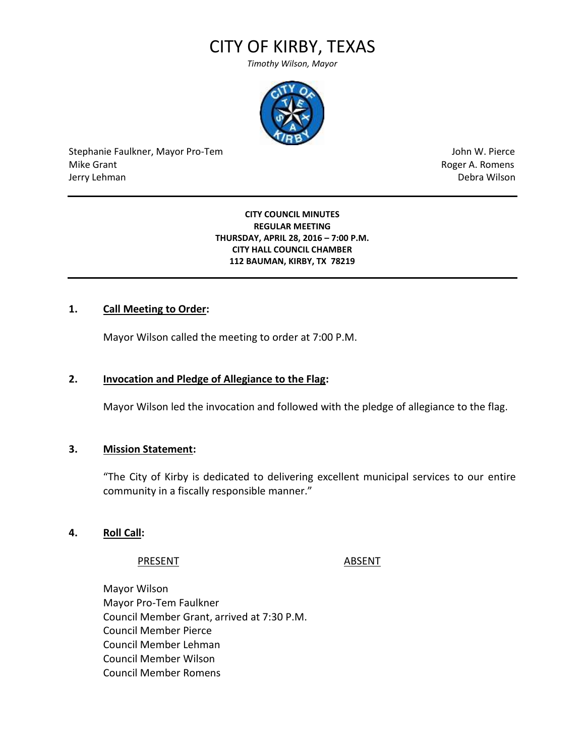# CITY OF KIRBY, TEXAS

*Timothy Wilson, Mayor*

Stephanie Faulkner, Mayor Pro-Tem
Mike Grant
Jerry Lehman

John W. Pierce
Roger A. Romens
Debra Wilson

---

**CITY COUNCIL MINUTES**
**REGULAR MEETING**
**THURSDAY, APRIL 28, 2016 – 7:00 P.M.**
**CITY HALL COUNCIL CHAMBER**
**112 BAUMAN, KIRBY, TX 78219**

---

**1. Call Meeting to Order:**

Mayor Wilson called the meeting to order at 7:00 P.M.

**2. Invocation and Pledge of Allegiance to the Flag:**

Mayor Wilson led the invocation and followed with the pledge of allegiance to the flag.

**3. Mission Statement:**

"The City of Kirby is dedicated to delivering excellent municipal services to our entire community in a fiscally responsible manner."

**4. Roll Call:**

| PRESENT | ABSENT |
|---|---|
| Mayor Wilson | |
| Mayor Pro-Tem Faulkner | |
| Council Member Grant, arrived at 7:30 P.M. | |
| Council Member Pierce | |
| Council Member Lehman | |
| Council Member Wilson | |
| Council Member Romens | |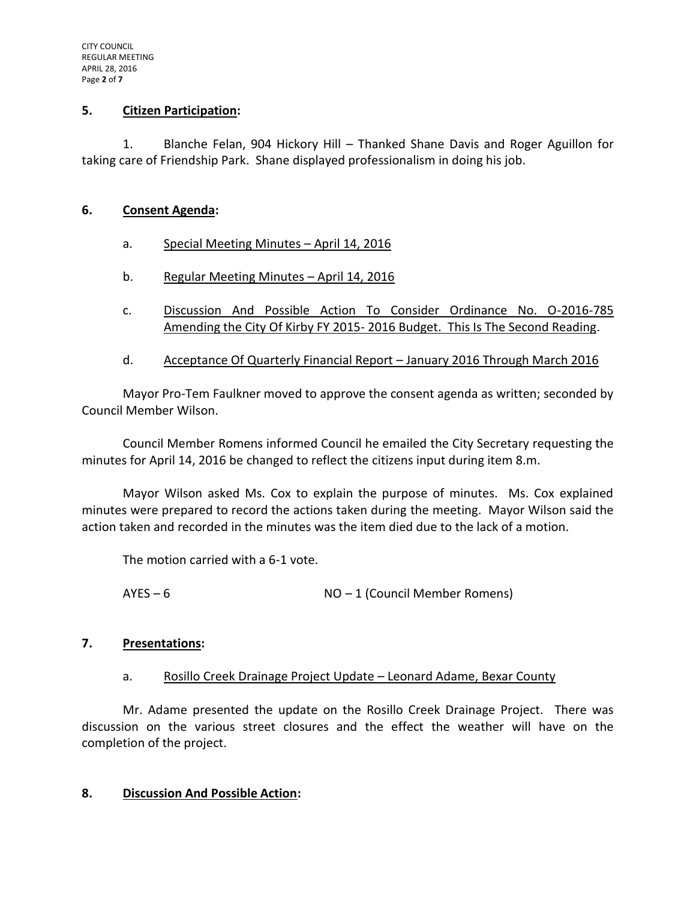## 5. Citizen Participation:

1. Blanche Felan, 904 Hickory Hill – Thanked Shane Davis and Roger Aguillon for taking care of Friendship Park. Shane displayed professionalism in doing his job.

## 6. Consent Agenda:

a. Special Meeting Minutes – April 14, 2016

b. Regular Meeting Minutes – April 14, 2016

c. Discussion And Possible Action To Consider Ordinance No. O-2016-785 Amending the City Of Kirby FY 2015- 2016 Budget. This Is The Second Reading.

d. Acceptance Of Quarterly Financial Report – January 2016 Through March 2016

Mayor Pro-Tem Faulkner moved to approve the consent agenda as written; seconded by Council Member Wilson.

Council Member Romens informed Council he emailed the City Secretary requesting the minutes for April 14, 2016 be changed to reflect the citizens input during item 8.m.

Mayor Wilson asked Ms. Cox to explain the purpose of minutes. Ms. Cox explained minutes were prepared to record the actions taken during the meeting. Mayor Wilson said the action taken and recorded in the minutes was the item died due to the lack of a motion.

The motion carried with a 6-1 vote.

AYES – 6 NO – 1 (Council Member Romens)

## 7. Presentations:

a. Rosillo Creek Drainage Project Update – Leonard Adame, Bexar County

Mr. Adame presented the update on the Rosillo Creek Drainage Project. There was discussion on the various street closures and the effect the weather will have on the completion of the project.

## 8. Discussion And Possible Action: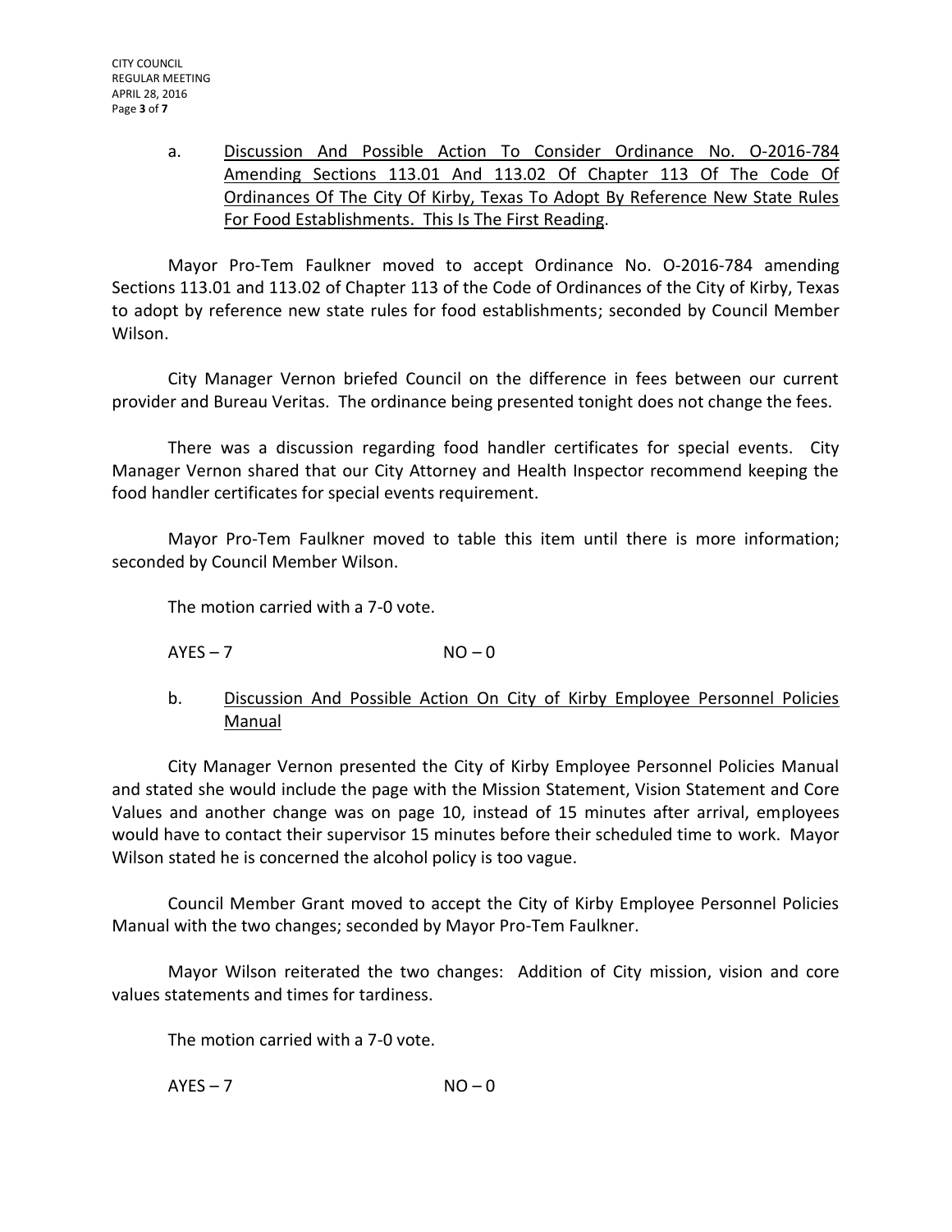a. <u>Discussion And Possible Action To Consider Ordinance No. O-2016-784 Amending Sections 113.01 And 113.02 Of Chapter 113 Of The Code Of Ordinances Of The City Of Kirby, Texas To Adopt By Reference New State Rules For Food Establishments. This Is The First Reading</u>.

Mayor Pro-Tem Faulkner moved to accept Ordinance No. O-2016-784 amending Sections 113.01 and 113.02 of Chapter 113 of the Code of Ordinances of the City of Kirby, Texas to adopt by reference new state rules for food establishments; seconded by Council Member Wilson.

City Manager Vernon briefed Council on the difference in fees between our current provider and Bureau Veritas. The ordinance being presented tonight does not change the fees.

There was a discussion regarding food handler certificates for special events. City Manager Vernon shared that our City Attorney and Health Inspector recommend keeping the food handler certificates for special events requirement.

Mayor Pro-Tem Faulkner moved to table this item until there is more information; seconded by Council Member Wilson.

The motion carried with a 7-0 vote.

AYES – 7 NO – 0

b. <u>Discussion And Possible Action On City of Kirby Employee Personnel Policies Manual</u>

City Manager Vernon presented the City of Kirby Employee Personnel Policies Manual and stated she would include the page with the Mission Statement, Vision Statement and Core Values and another change was on page 10, instead of 15 minutes after arrival, employees would have to contact their supervisor 15 minutes before their scheduled time to work. Mayor Wilson stated he is concerned the alcohol policy is too vague.

Council Member Grant moved to accept the City of Kirby Employee Personnel Policies Manual with the two changes; seconded by Mayor Pro-Tem Faulkner.

Mayor Wilson reiterated the two changes: Addition of City mission, vision and core values statements and times for tardiness.

The motion carried with a 7-0 vote.

AYES – 7 NO – 0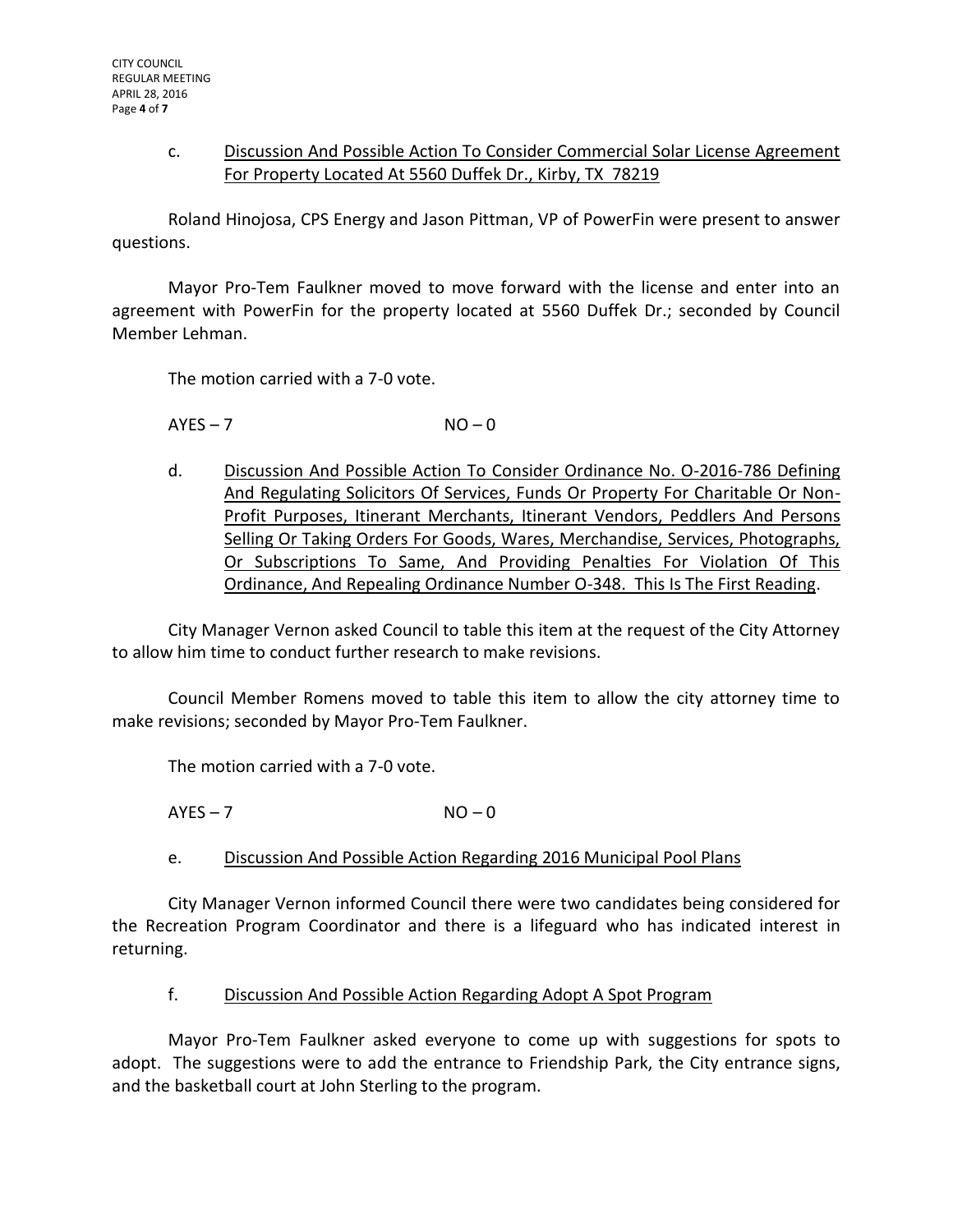c. Discussion And Possible Action To Consider Commercial Solar License Agreement For Property Located At 5560 Duffek Dr., Kirby, TX 78219

Roland Hinojosa, CPS Energy and Jason Pittman, VP of PowerFin were present to answer questions.

Mayor Pro-Tem Faulkner moved to move forward with the license and enter into an agreement with PowerFin for the property located at 5560 Duffek Dr.; seconded by Council Member Lehman.

The motion carried with a 7-0 vote.

AYES – 7 NO – 0

d. Discussion And Possible Action To Consider Ordinance No. O-2016-786 Defining And Regulating Solicitors Of Services, Funds Or Property For Charitable Or Non-Profit Purposes, Itinerant Merchants, Itinerant Vendors, Peddlers And Persons Selling Or Taking Orders For Goods, Wares, Merchandise, Services, Photographs, Or Subscriptions To Same, And Providing Penalties For Violation Of This Ordinance, And Repealing Ordinance Number O-348. This Is The First Reading.

City Manager Vernon asked Council to table this item at the request of the City Attorney to allow him time to conduct further research to make revisions.

Council Member Romens moved to table this item to allow the city attorney time to make revisions; seconded by Mayor Pro-Tem Faulkner.

The motion carried with a 7-0 vote.

AYES – 7 NO – 0

e. Discussion And Possible Action Regarding 2016 Municipal Pool Plans

City Manager Vernon informed Council there were two candidates being considered for the Recreation Program Coordinator and there is a lifeguard who has indicated interest in returning.

f. Discussion And Possible Action Regarding Adopt A Spot Program

Mayor Pro-Tem Faulkner asked everyone to come up with suggestions for spots to adopt. The suggestions were to add the entrance to Friendship Park, the City entrance signs, and the basketball court at John Sterling to the program.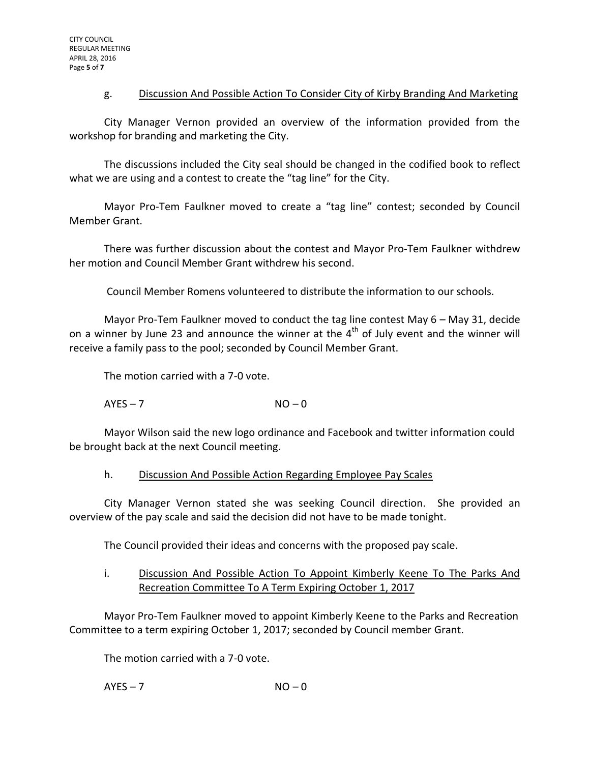g. Discussion And Possible Action To Consider City of Kirby Branding And Marketing

City Manager Vernon provided an overview of the information provided from the workshop for branding and marketing the City.

The discussions included the City seal should be changed in the codified book to reflect what we are using and a contest to create the "tag line" for the City.

Mayor Pro-Tem Faulkner moved to create a "tag line" contest; seconded by Council Member Grant.

There was further discussion about the contest and Mayor Pro-Tem Faulkner withdrew her motion and Council Member Grant withdrew his second.

Council Member Romens volunteered to distribute the information to our schools.

Mayor Pro-Tem Faulkner moved to conduct the tag line contest May 6 – May 31, decide on a winner by June 23 and announce the winner at the 4th of July event and the winner will receive a family pass to the pool; seconded by Council Member Grant.

The motion carried with a 7-0 vote.

AYES – 7 NO – 0

Mayor Wilson said the new logo ordinance and Facebook and twitter information could be brought back at the next Council meeting.

h. Discussion And Possible Action Regarding Employee Pay Scales

City Manager Vernon stated she was seeking Council direction. She provided an overview of the pay scale and said the decision did not have to be made tonight.

The Council provided their ideas and concerns with the proposed pay scale.

i. Discussion And Possible Action To Appoint Kimberly Keene To The Parks And Recreation Committee To A Term Expiring October 1, 2017

Mayor Pro-Tem Faulkner moved to appoint Kimberly Keene to the Parks and Recreation Committee to a term expiring October 1, 2017; seconded by Council member Grant.

The motion carried with a 7-0 vote.

AYES – 7 NO – 0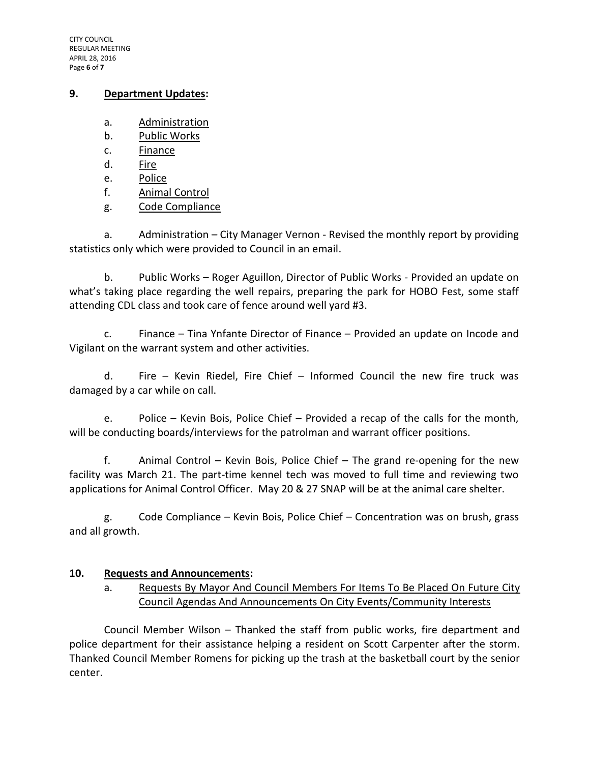## 9. **Department Updates:**

a. Administration
b. Public Works
c. Finance
d. Fire
e. Police
f. Animal Control
g. Code Compliance

a. Administration – City Manager Vernon - Revised the monthly report by providing statistics only which were provided to Council in an email.

b. Public Works – Roger Aguillon, Director of Public Works - Provided an update on what's taking place regarding the well repairs, preparing the park for HOBO Fest, some staff attending CDL class and took care of fence around well yard #3.

c. Finance – Tina Ynfante Director of Finance – Provided an update on Incode and Vigilant on the warrant system and other activities.

d. Fire – Kevin Riedel, Fire Chief – Informed Council the new fire truck was damaged by a car while on call.

e. Police – Kevin Bois, Police Chief – Provided a recap of the calls for the month, will be conducting boards/interviews for the patrolman and warrant officer positions.

f. Animal Control – Kevin Bois, Police Chief – The grand re-opening for the new facility was March 21. The part-time kennel tech was moved to full time and reviewing two applications for Animal Control Officer. May 20 & 27 SNAP will be at the animal care shelter.

g. Code Compliance – Kevin Bois, Police Chief – Concentration was on brush, grass and all growth.

## 10. **Requests and Announcements:**

a. Requests By Mayor And Council Members For Items To Be Placed On Future City Council Agendas And Announcements On City Events/Community Interests

Council Member Wilson – Thanked the staff from public works, fire department and police department for their assistance helping a resident on Scott Carpenter after the storm. Thanked Council Member Romens for picking up the trash at the basketball court by the senior center.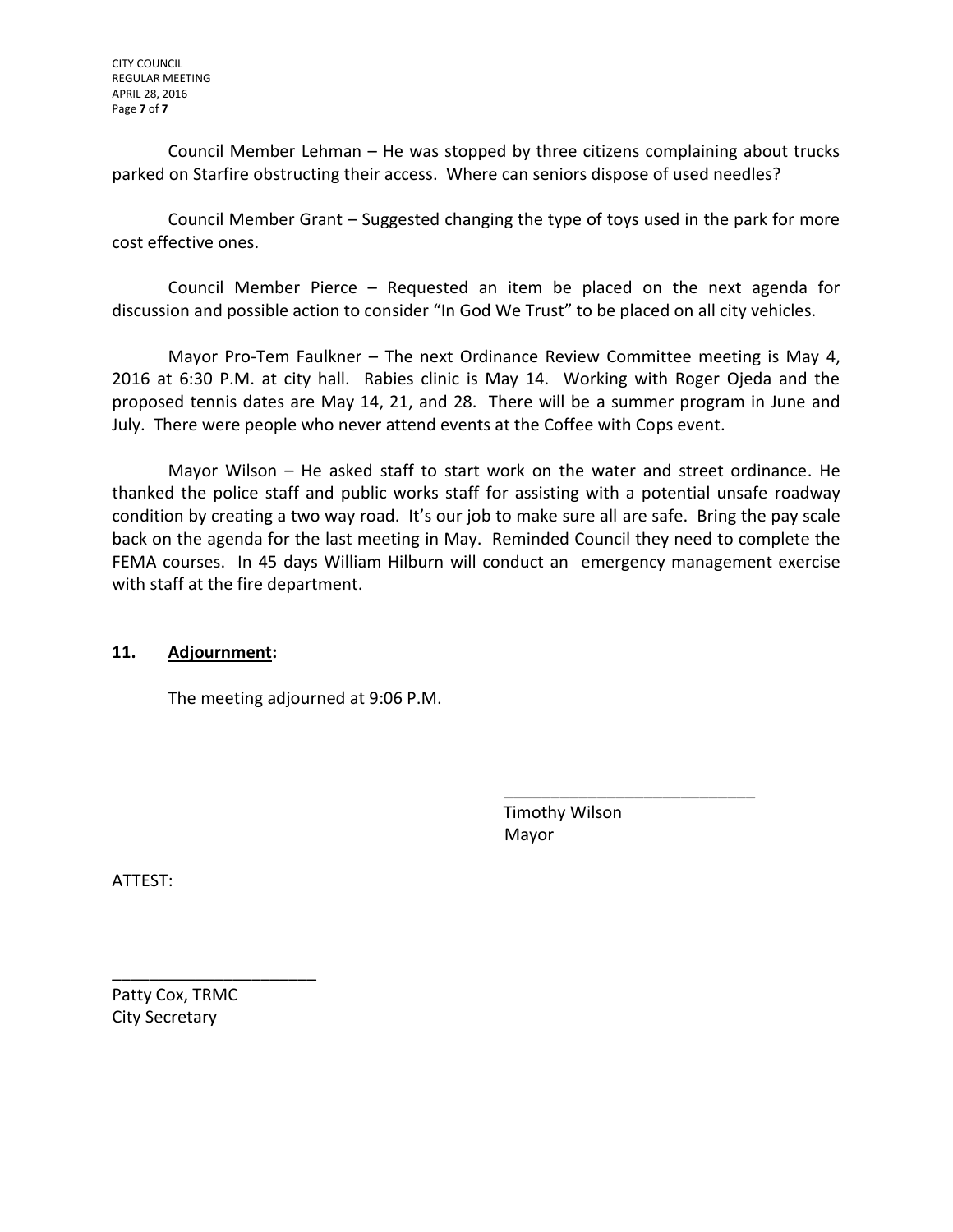Council Member Lehman – He was stopped by three citizens complaining about trucks parked on Starfire obstructing their access. Where can seniors dispose of used needles?

Council Member Grant – Suggested changing the type of toys used in the park for more cost effective ones.

Council Member Pierce – Requested an item be placed on the next agenda for discussion and possible action to consider "In God We Trust" to be placed on all city vehicles.

Mayor Pro-Tem Faulkner – The next Ordinance Review Committee meeting is May 4, 2016 at 6:30 P.M. at city hall. Rabies clinic is May 14. Working with Roger Ojeda and the proposed tennis dates are May 14, 21, and 28. There will be a summer program in June and July. There were people who never attend events at the Coffee with Cops event.

Mayor Wilson – He asked staff to start work on the water and street ordinance. He thanked the police staff and public works staff for assisting with a potential unsafe roadway condition by creating a two way road. It's our job to make sure all are safe. Bring the pay scale back on the agenda for the last meeting in May. Reminded Council they need to complete the FEMA courses. In 45 days William Hilburn will conduct an emergency management exercise with staff at the fire department.

**11. Adjournment:**

The meeting adjourned at 9:06 P.M.

\_\_\_\_\_\_\_\_\_\_\_\_\_\_\_\_\_\_\_\_\_\_\_\_\_\_\_

Timothy Wilson
Mayor

ATTEST:

\_\_\_\_\_\_\_\_\_\_\_\_\_\_\_\_\_\_\_\_\_\_

Patty Cox, TRMC
City Secretary